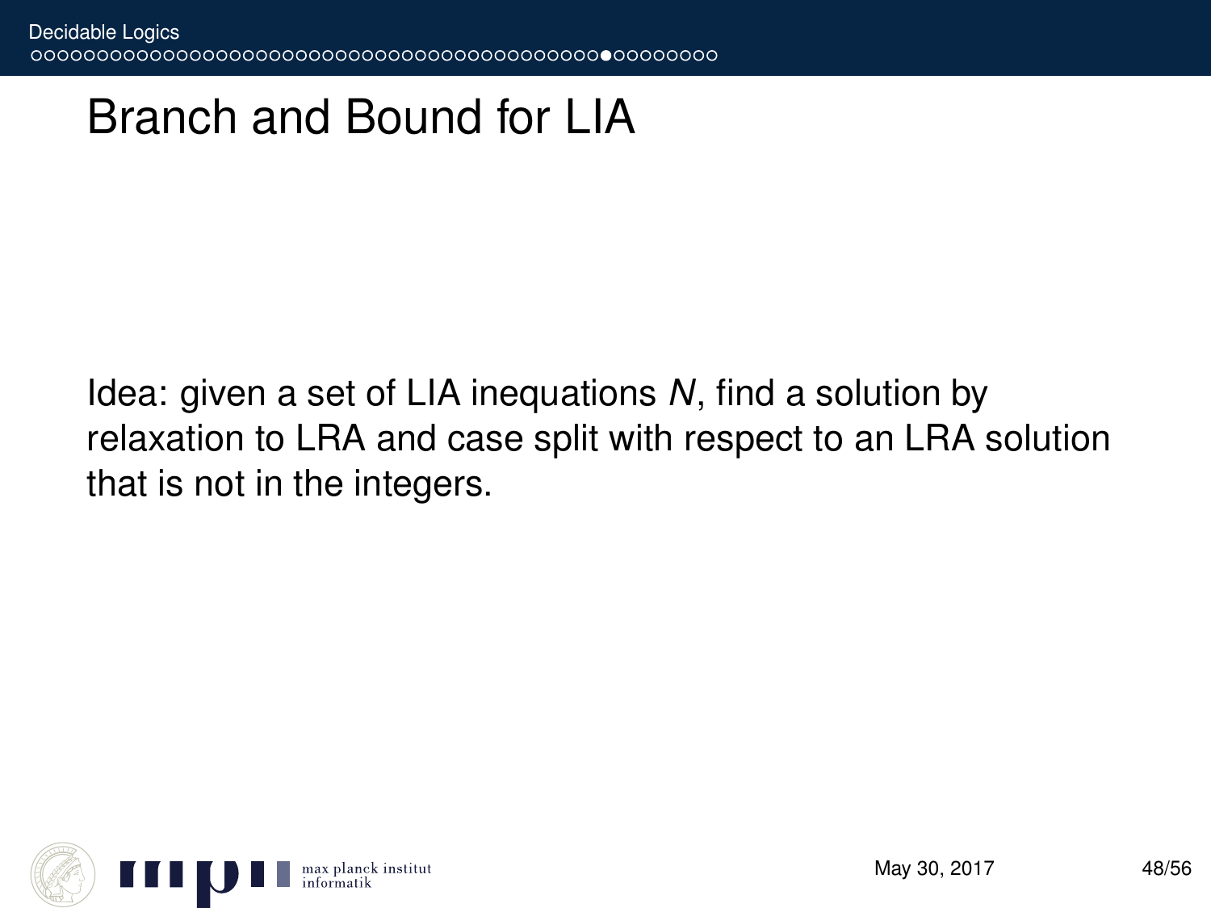# Branch and Bound for LIA

Idea: given a set of LIA inequations $N$, find a solution by relaxation to LRA and case split with respect to an LRA solution that is not in the integers.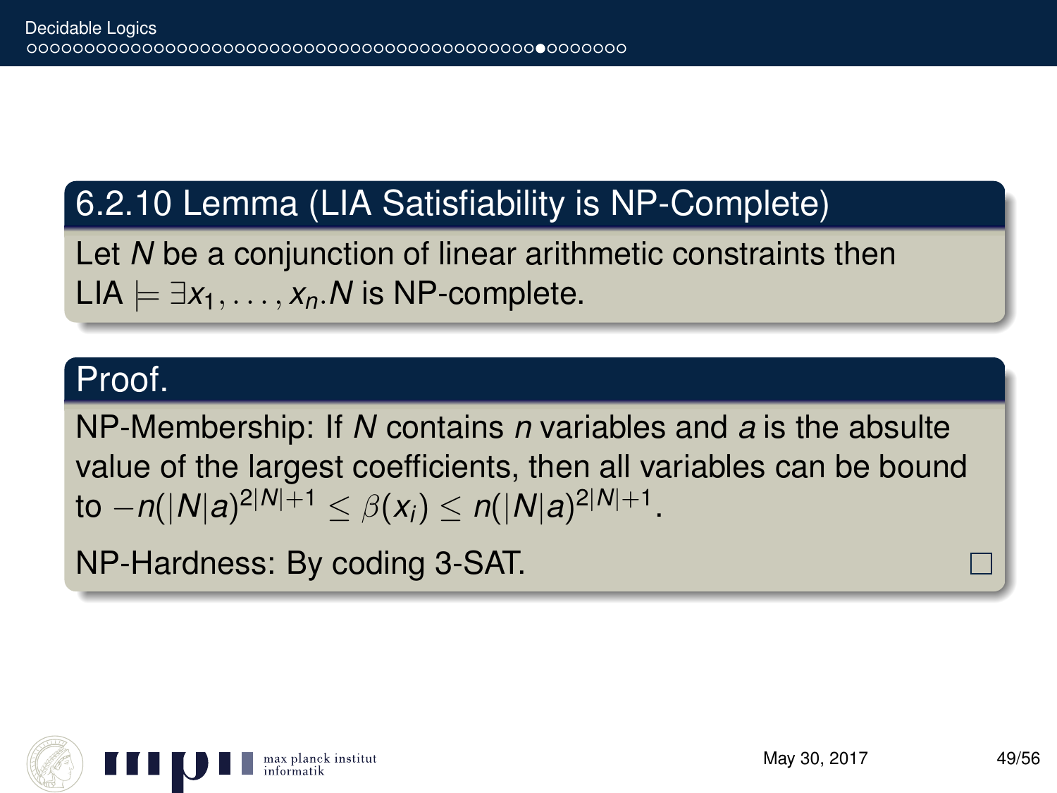### 6.2.10 Lemma (LIA Satisfiability is NP-Complete)

Let $N$ be a conjunction of linear arithmetic constraints then $\text{LIA} \models \exists x_1, \ldots, x_n.N$ is NP-complete.

### Proof.

NP-Membership: If $N$ contains $n$ variables and $a$ is the absulte value of the largest coefficients, then all variables can be bound to $-n(|N|a)^{2|N|+1} \leq \beta(x_i) \leq n(|N|a)^{2|N|+1}$.

NP-Hardness: By coding 3-SAT. □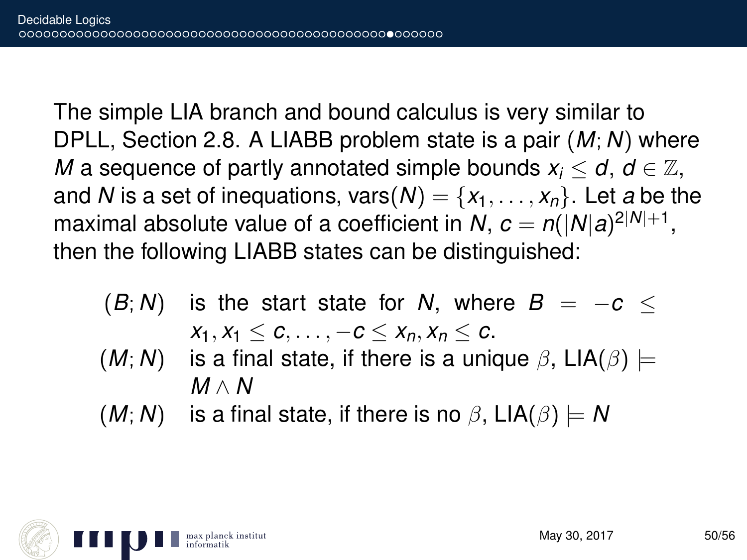The simple LIA branch and bound calculus is very similar to DPLL, Section 2.8. A LIABB problem state is a pair $(M; N)$ where $M$ a sequence of partly annotated simple bounds $x_i \leq d$, $d \in \mathbb{Z}$, and $N$ is a set of inequations, $\text{vars}(N) = \{x_1, \ldots, x_n\}$. Let $a$ be the maximal absolute value of a coefficient in $N$, $c = n(|N|a)^{2|N|+1}$, then the following LIABB states can be distinguished:

| | |
|---|---|
| $(B; N)$ | is the start state for $N$, where $B = -c \leq x_1, x_1 \leq c, \ldots, -c \leq x_n, x_n \leq c$. |
| $(M; N)$ | is a final state, if there is a unique $\beta$, $\text{LIA}(\beta) \models M \wedge N$ |
| $(M; N)$ | is a final state, if there is no $\beta$, $\text{LIA}(\beta) \models N$ |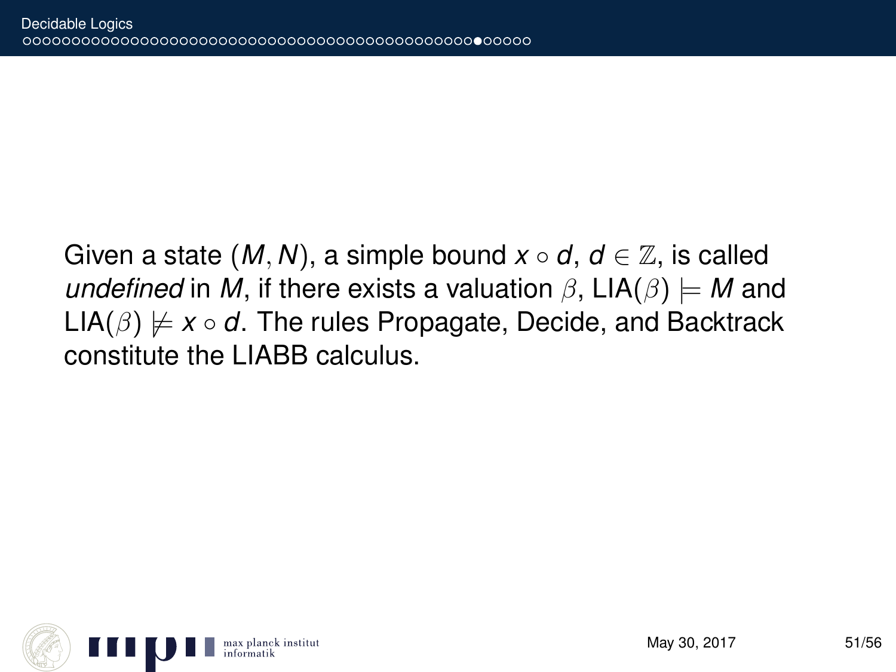Given a state $(M, N)$, a simple bound $x \circ d$, $d \in \mathbb{Z}$, is called *undefined* in $M$, if there exists a valuation $\beta$, $\text{LIA}(\beta) \models M$ and $\text{LIA}(\beta) \not\models x \circ d$. The rules Propagate, Decide, and Backtrack constitute the LIABB calculus.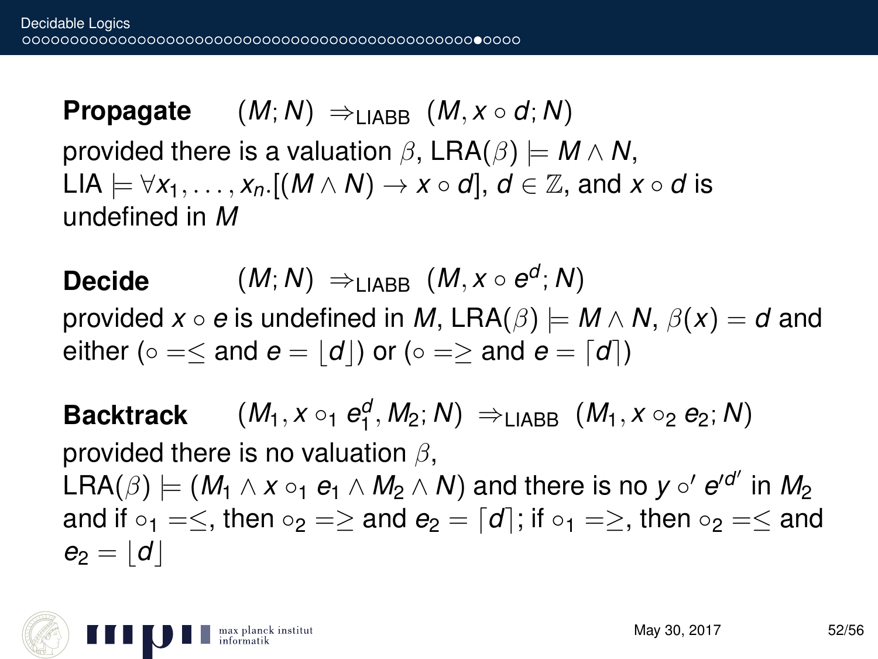**Propagate** $(M; N) \Rightarrow_{\text{LIABB}} (M, x \circ d; N)$
provided there is a valuation $\beta$, $\text{LRA}(\beta) \models M \wedge N$, $\text{LIA} \models \forall x_1, \ldots, x_n.[(M \wedge N) \rightarrow x \circ d]$, $d \in \mathbb{Z}$, and $x \circ d$ is undefined in $M$

**Decide** $(M; N) \Rightarrow_{\text{LIABB}} (M, x \circ e^d; N)$
provided $x \circ e$ is undefined in $M$, $\text{LRA}(\beta) \models M \wedge N$, $\beta(x) = d$ and either ($\circ = \leq$ and $e = \lfloor d \rfloor$) or ($\circ = \geq$ and $e = \lceil d \rceil$)

**Backtrack** $(M_1, x \circ_1 e_1^d, M_2; N) \Rightarrow_{\text{LIABB}} (M_1, x \circ_2 e_2; N)$
provided there is no valuation $\beta$, $\text{LRA}(\beta) \models (M_1 \wedge x \circ_1 e_1 \wedge M_2 \wedge N)$ and there is no $y \circ' e'^{d'}$ in $M_2$ and if $\circ_1 = \leq$, then $\circ_2 = \geq$ and $e_2 = \lceil d \rceil$; if $\circ_1 = \geq$, then $\circ_2 = \leq$ and $e_2 = \lfloor d \rfloor$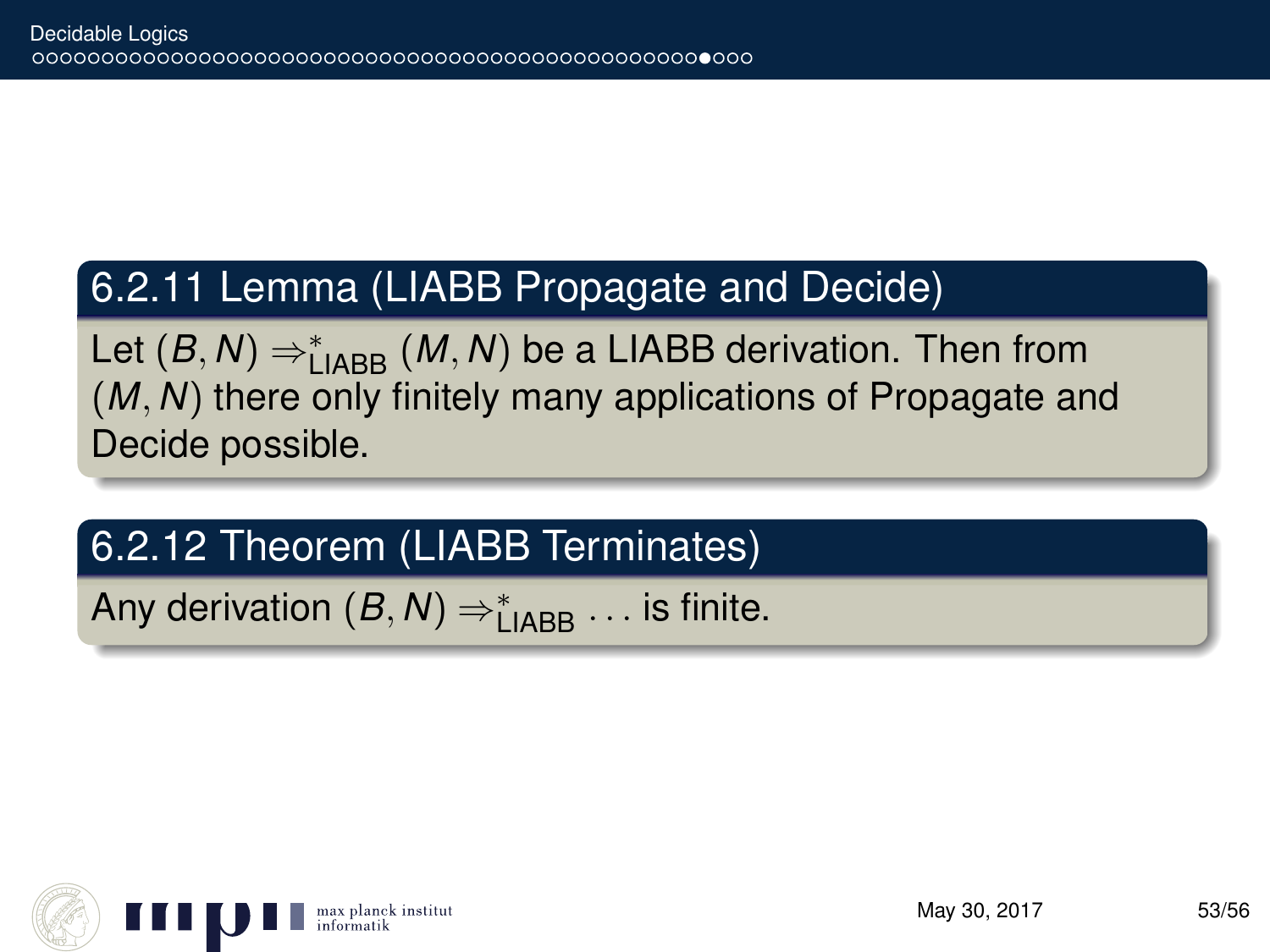### 6.2.11 Lemma (LIABB Propagate and Decide)

Let $(B, N) \Rightarrow^*_{\text{LIABB}} (M, N)$ be a LIABB derivation. Then from $(M, N)$ there only finitely many applications of Propagate and Decide possible.

### 6.2.12 Theorem (LIABB Terminates)

Any derivation $(B, N) \Rightarrow^*_{\text{LIABB}} \ldots$ is finite.